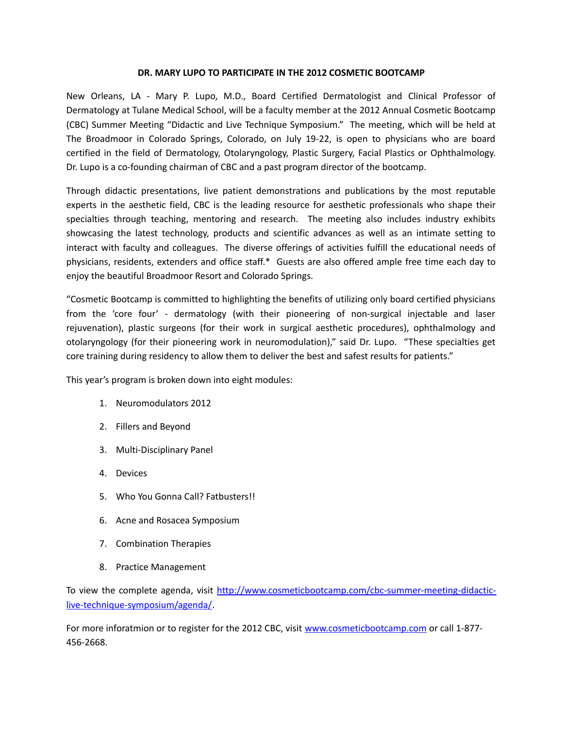**DR. MARY LUPO TO PARTICIPATE IN THE 2012 COSMETIC BOOTCAMP**

New Orleans, LA - Mary P. Lupo, M.D., Board Certified Dermatologist and Clinical Professor of Dermatology at Tulane Medical School, will be a faculty member at the 2012 Annual Cosmetic Bootcamp (CBC) Summer Meeting "Didactic and Live Technique Symposium." The meeting, which will be held at The Broadmoor in Colorado Springs, Colorado, on July 19-22, is open to physicians who are board certified in the field of Dermatology, Otolaryngology, Plastic Surgery, Facial Plastics or Ophthalmology. Dr. Lupo is a co-founding chairman of CBC and a past program director of the bootcamp.

Through didactic presentations, live patient demonstrations and publications by the most reputable experts in the aesthetic field, CBC is the leading resource for aesthetic professionals who shape their specialties through teaching, mentoring and research. The meeting also includes industry exhibits showcasing the latest technology, products and scientific advances as well as an intimate setting to interact with faculty and colleagues. The diverse offerings of activities fulfill the educational needs of physicians, residents, extenders and office staff.* Guests are also offered ample free time each day to enjoy the beautiful Broadmoor Resort and Colorado Springs.

"Cosmetic Bootcamp is committed to highlighting the benefits of utilizing only board certified physicians from the 'core four' - dermatology (with their pioneering of non-surgical injectable and laser rejuvenation), plastic surgeons (for their work in surgical aesthetic procedures), ophthalmology and otolaryngology (for their pioneering work in neuromodulation)," said Dr. Lupo. "These specialties get core training during residency to allow them to deliver the best and safest results for patients."

This year's program is broken down into eight modules:

1. Neuromodulators 2012
2. Fillers and Beyond
3. Multi-Disciplinary Panel
4. Devices
5. Who You Gonna Call? Fatbusters!!
6. Acne and Rosacea Symposium
7. Combination Therapies
8. Practice Management

To view the complete agenda, visit [http://www.cosmeticbootcamp.com/cbc-summer-meeting-didactic-live-technique-symposium/agenda/](http://www.cosmeticbootcamp.com/cbc-summer-meeting-didactic-live-technique-symposium/agenda/).

For more inforatmion or to register for the 2012 CBC, visit [www.cosmeticbootcamp.com](http://www.cosmeticbootcamp.com) or call 1-877-456-2668.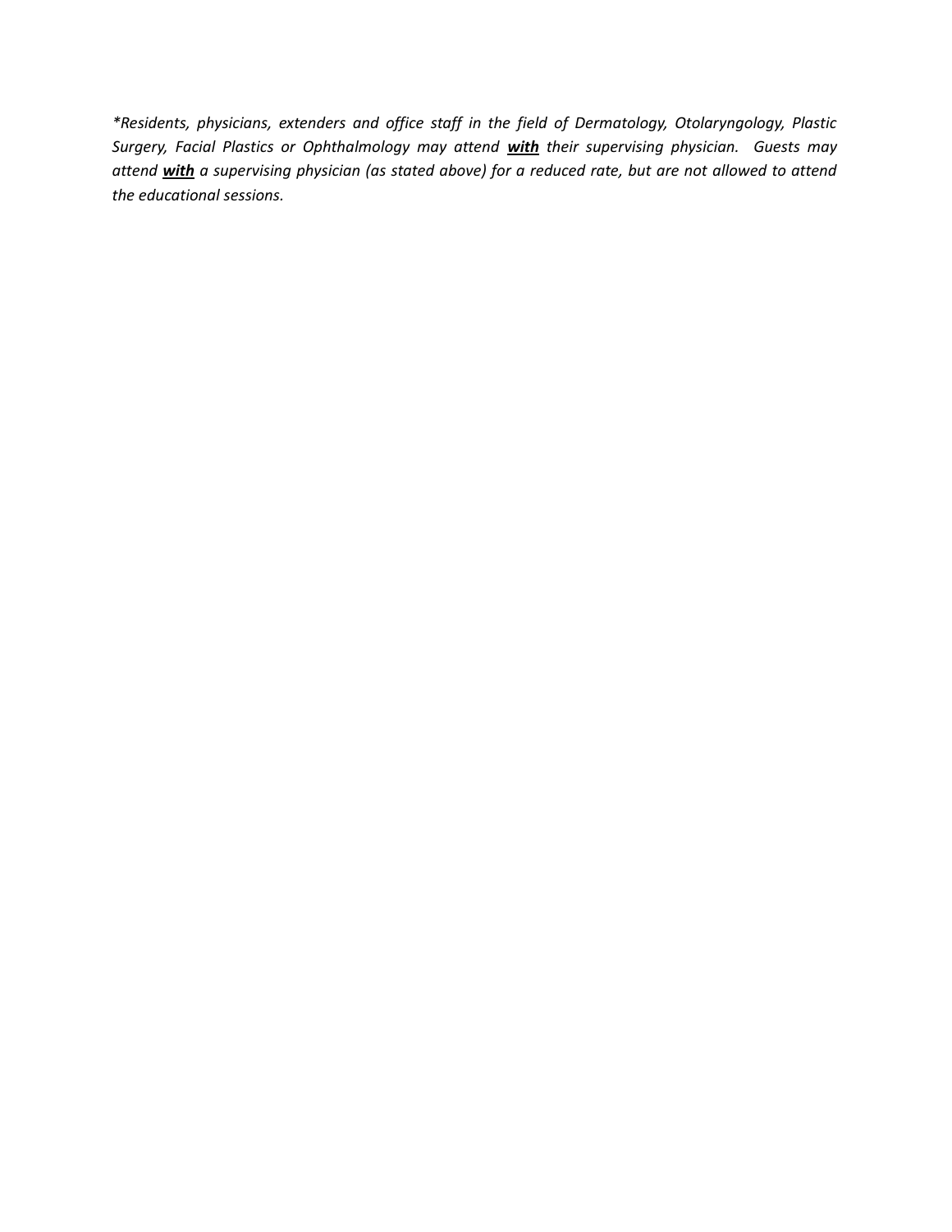*\*Residents, physicians, extenders and office staff in the field of Dermatology, Otolaryngology, Plastic Surgery, Facial Plastics or Ophthalmology may attend* ***<u>with</u>*** *their supervising physician. Guests may attend* ***<u>with</u>*** *a supervising physician (as stated above) for a reduced rate, but are not allowed to attend the educational sessions.*